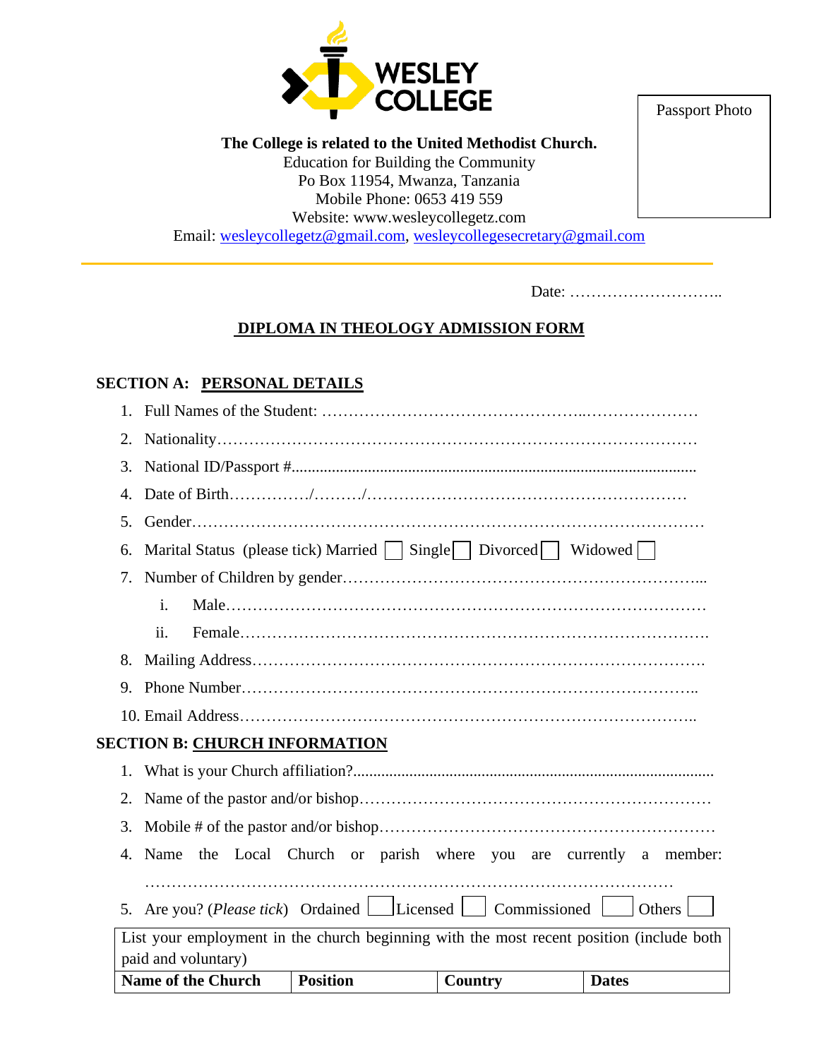WESLEY COLLEGE

Passport Photo

**The College is related to the United Methodist Church.**
Education for Building the Community
Po Box 11954, Mwanza, Tanzania
Mobile Phone: 0653 419 559
Website: www.wesleycollegetz.com
Email: wesleycollegetz@gmail.com, wesleycollegesecretary@gmail.com

Date: ………………………..

# DIPLOMA IN THEOLOGY ADMISSION FORM

## SECTION A: PERSONAL DETAILS

1. Full Names of the Student: ………………………………………..…………………
2. Nationality……………………………………………………………………………
3. National ID/Passport #.....................................................................................................
4. Date of Birth……………/………/……………………………………………………
5. Gender…………………………………………………………………………………
6. Marital Status (please tick) Married ☐ Single ☐ Divorced ☐ Widowed ☐
7. Number of Children by gender………………………………………………………...
   i. Male…………………………………………………………………………
   ii. Female……………………………………………………………………….
8. Mailing Address……………………………………………………………………….
9. Phone Number………………………………………………………………………..
10. Email Address………………………………………………………………………..

## SECTION B: CHURCH INFORMATION

1. What is your Church affiliation?.........................................................................................
2. Name of the pastor and/or bishop………………………………………………………
3. Mobile # of the pastor and/or bishop……………………………………………………
4. Name the Local Church or parish where you are currently a member: ………………………………………………………………………………………
5. Are you? (*Please tick*) Ordained ☐ Licensed ☐ Commissioned ☐ Others ☐

| List your employment in the church beginning with the most recent position (include both paid and voluntary) | | | |
|---|---|---|---|
| **Name of the Church** | **Position** | **Country** | **Dates** |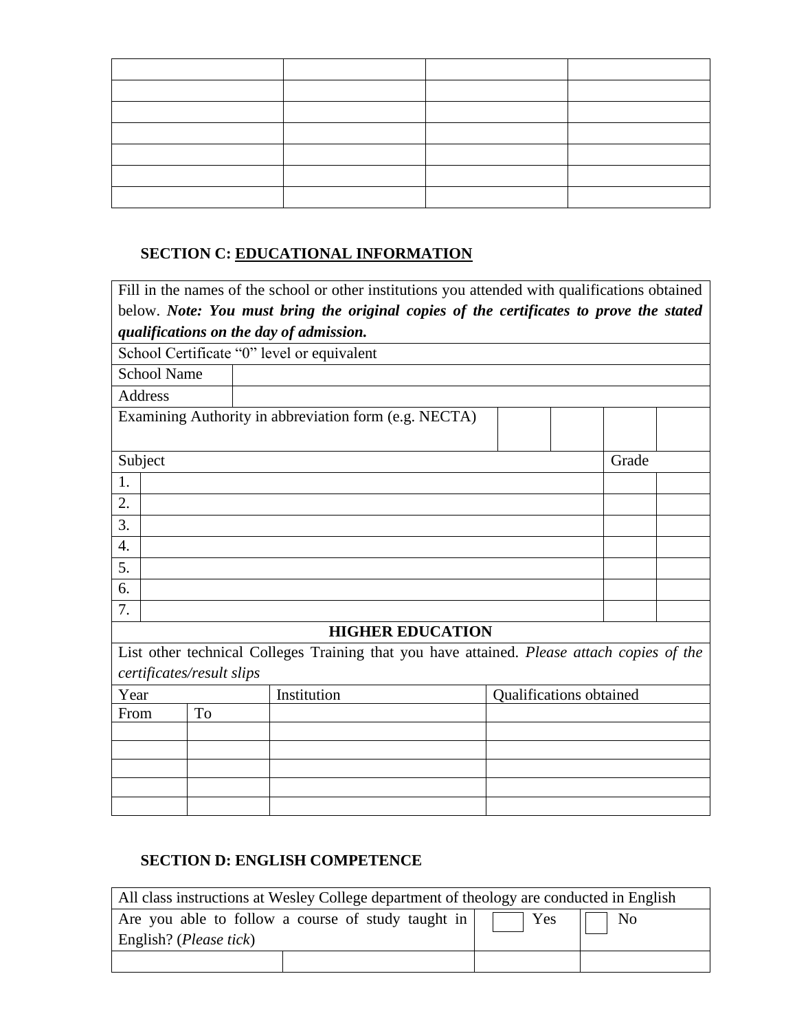| | | | |
|---|---|---|---|
| | | | |
| | | | |
| | | | |
| | | | |
| | | | |
| | | | |

**SECTION C: <u>EDUCATIONAL INFORMATION</u>**

Fill in the names of the school or other institutions you attended with qualifications obtained below. ***Note: You must bring the original copies of the certificates to prove the stated qualifications on the day of admission.***

School Certificate "0" level or equivalent

| | |
|---|---|
| School Name | |
| Address | |

| Examining Authority in abbreviation form (e.g. NECTA) | | | | |
|---|---|---|---|---|

| Subject | | Grade | |
|---|---|---|---|
| 1. | | | |
| 2. | | | |
| 3. | | | |
| 4. | | | |
| 5. | | | |
| 6. | | | |
| 7. | | | |

**HIGHER EDUCATION**

List other technical Colleges Training that you have attained. *Please attach copies of the certificates/result slips*

| Year | | Institution | Qualifications obtained |
|---|---|---|---|
| From | To | | |
| | | | |
| | | | |
| | | | |
| | | | |
| | | | |

**SECTION D: ENGLISH COMPETENCE**

All class instructions at Wesley College department of theology are conducted in English

| Are you able to follow a course of study taught in English? (*Please tick*) | | ☐ Yes | ☐ No |
|---|---|---|---|
| | | | |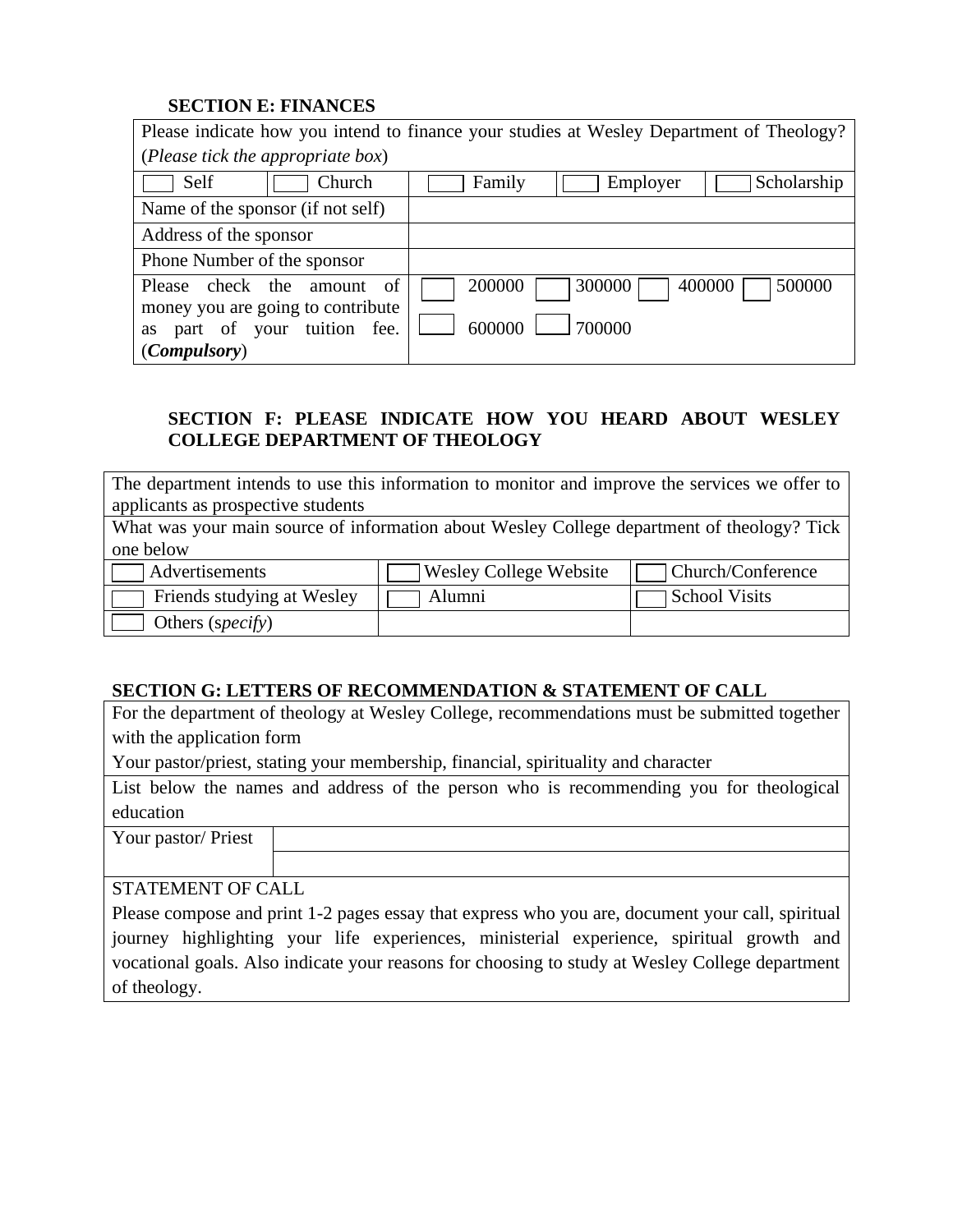**SECTION E: FINANCES**

| | | | | |
|---|---|---|---|---|
| Please indicate how you intend to finance your studies at Wesley Department of Theology? (*Please tick the appropriate box*) | | | | |
| ☐ Self | ☐ Church | ☐ Family | ☐ Employer | ☐ Scholarship |
| Name of the sponsor (if not self) | | | | |
| Address of the sponsor | | | | |
| Phone Number of the sponsor | | | | |
| Please check the amount of money you are going to contribute as part of your tuition fee. (***Compulsory***) | ☐ 200000 ☐ 300000 ☐ 400000 ☐ 500000 ☐ 600000 ☐ 700000 | | | |

**SECTION F: PLEASE INDICATE HOW YOU HEARD ABOUT WESLEY COLLEGE DEPARTMENT OF THEOLOGY**

| | | |
|---|---|---|
| The department intends to use this information to monitor and improve the services we offer to applicants as prospective students | | |
| What was your main source of information about Wesley College department of theology? Tick one below | | |
| ☐ Advertisements | ☐ Wesley College Website | ☐ Church/Conference |
| ☐ Friends studying at Wesley | ☐ Alumni | ☐ School Visits |
| ☐ Others (*specify*) | | |

**SECTION G: LETTERS OF RECOMMENDATION & STATEMENT OF CALL**

| | |
|---|---|
| For the department of theology at Wesley College, recommendations must be submitted together with the application form<br>Your pastor/priest, stating your membership, financial, spirituality and character | |
| List below the names and address of the person who is recommending you for theological education | |
| Your pastor/ Priest | |
| | |
| STATEMENT OF CALL<br>Please compose and print 1-2 pages essay that express who you are, document your call, spiritual journey highlighting your life experiences, ministerial experience, spiritual growth and vocational goals. Also indicate your reasons for choosing to study at Wesley College department of theology. | |